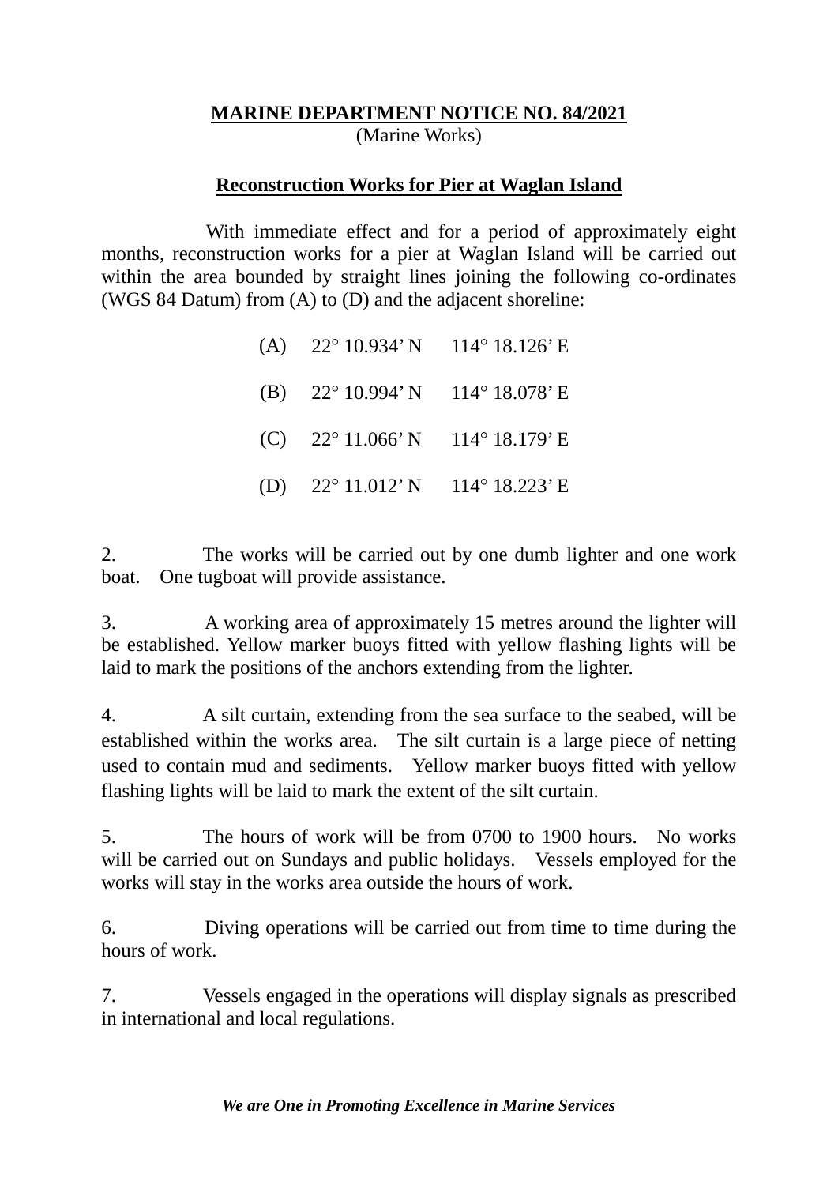# MARINE DEPARTMENT NOTICE NO. 84/2021

(Marine Works)

## Reconstruction Works for Pier at Waglan Island

With immediate effect and for a period of approximately eight months, reconstruction works for a pier at Waglan Island will be carried out within the area bounded by straight lines joining the following co-ordinates (WGS 84 Datum) from (A) to (D) and the adjacent shoreline:

| | | |
|---|---|---|
| (A) | 22° 10.934’ N | 114° 18.126’ E |
| (B) | 22° 10.994’ N | 114° 18.078’ E |
| (C) | 22° 11.066’ N | 114° 18.179’ E |
| (D) | 22° 11.012’ N | 114° 18.223’ E |

2. The works will be carried out by one dumb lighter and one work boat. One tugboat will provide assistance.

3. A working area of approximately 15 metres around the lighter will be established. Yellow marker buoys fitted with yellow flashing lights will be laid to mark the positions of the anchors extending from the lighter.

4. A silt curtain, extending from the sea surface to the seabed, will be established within the works area. The silt curtain is a large piece of netting used to contain mud and sediments. Yellow marker buoys fitted with yellow flashing lights will be laid to mark the extent of the silt curtain.

5. The hours of work will be from 0700 to 1900 hours. No works will be carried out on Sundays and public holidays. Vessels employed for the works will stay in the works area outside the hours of work.

6. Diving operations will be carried out from time to time during the hours of work.

7. Vessels engaged in the operations will display signals as prescribed in international and local regulations.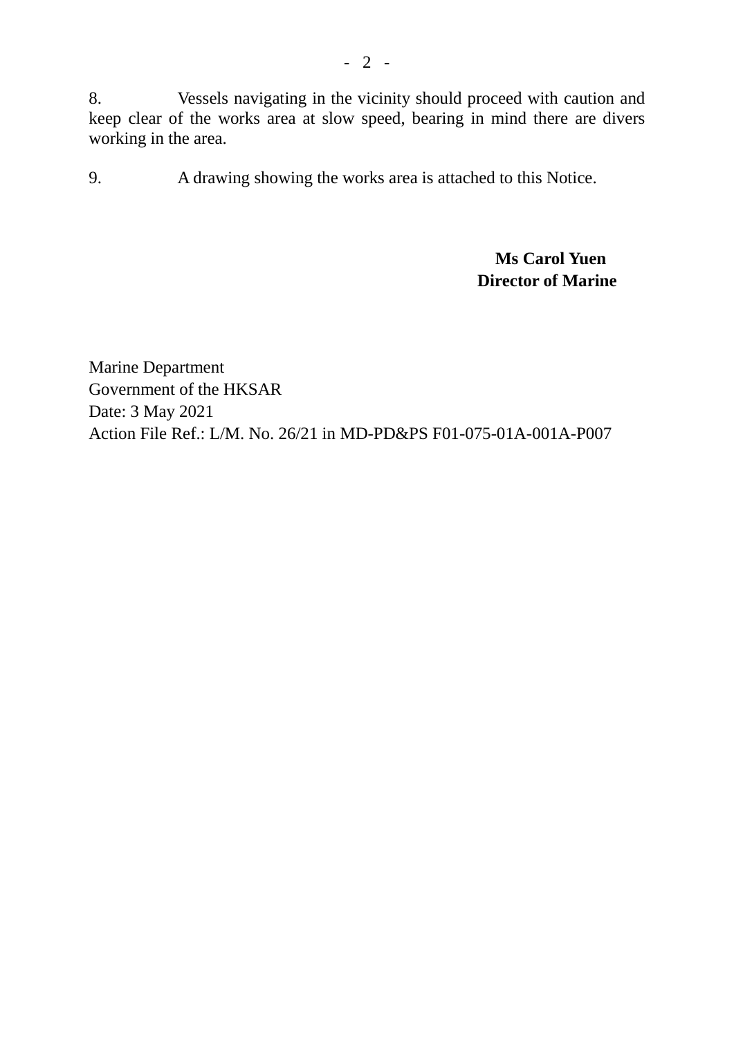8. Vessels navigating in the vicinity should proceed with caution and keep clear of the works area at slow speed, bearing in mind there are divers working in the area.

9. A drawing showing the works area is attached to this Notice.

**Ms Carol Yuen**
**Director of Marine**

Marine Department
Government of the HKSAR
Date: 3 May 2021
Action File Ref.: L/M. No. 26/21 in MD-PD&PS F01-075-01A-001A-P007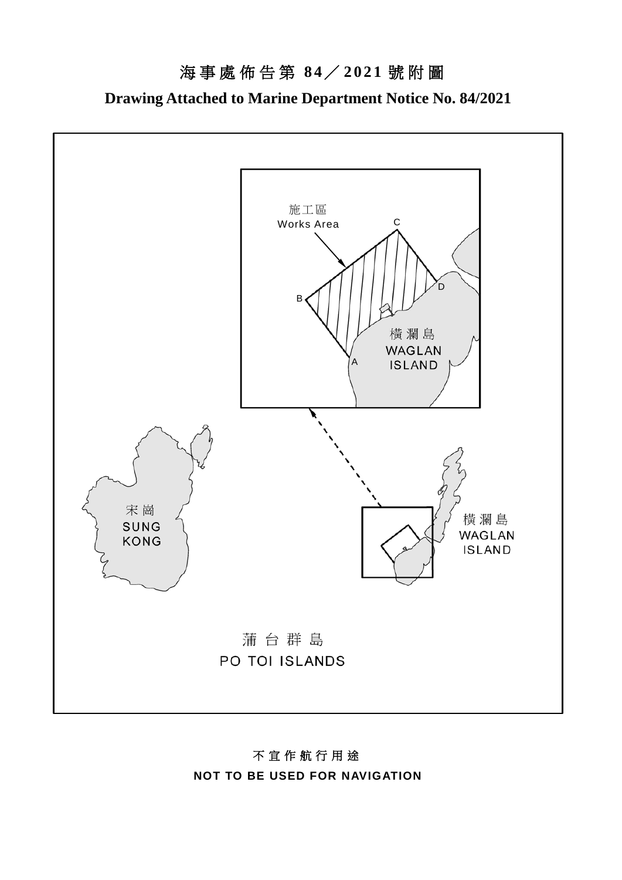# 海事處佈告第 84／2021 號附圖

## Drawing Attached to Marine Department Notice No. 84/2021

施工區
Works Area

C

D

B

A

橫瀾島
WAGLAN
ISLAND

宋崗
SUNG
KONG

橫瀾島
WAGLAN
ISLAND

蒲台群島
PO TOI ISLANDS

不宜作航行用途

**NOT TO BE USED FOR NAVIGATION**